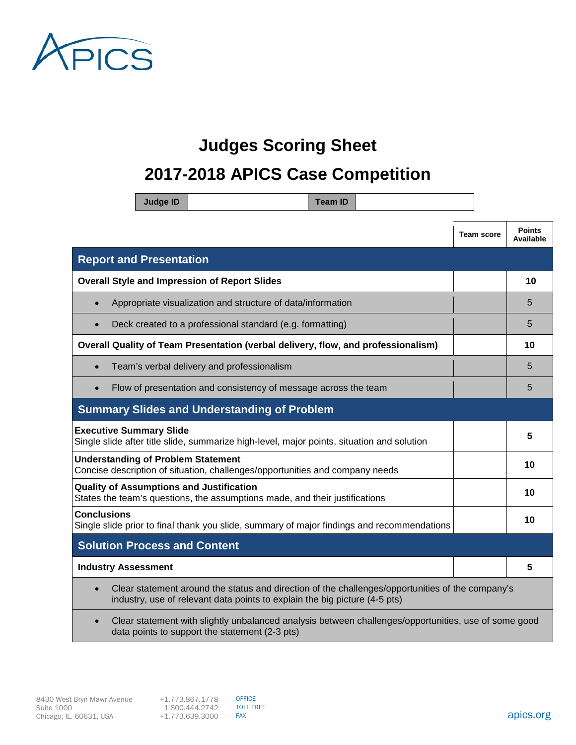# Judges Scoring Sheet

# 2017-2018 APICS Case Competition

| Judge ID | | Team ID | |
|---|---|---|---|

| | Team score | Points Available |
|---|---|---|
| **Report and Presentation** | | |
| **Overall Style and Impression of Report Slides** | | **10** |
| • Appropriate visualization and structure of data/information | | 5 |
| • Deck created to a professional standard (e.g. formatting) | | 5 |
| **Overall Quality of Team Presentation (verbal delivery, flow, and professionalism)** | | **10** |
| • Team's verbal delivery and professionalism | | 5 |
| • Flow of presentation and consistency of message across the team | | 5 |
| **Summary Slides and Understanding of Problem** | | |
| **Executive Summary Slide** Single slide after title slide, summarize high-level, major points, situation and solution | | **5** |
| **Understanding of Problem Statement** Concise description of situation, challenges/opportunities and company needs | | **10** |
| **Quality of Assumptions and Justification** States the team's questions, the assumptions made, and their justifications | | **10** |
| **Conclusions** Single slide prior to final thank you slide, summary of major findings and recommendations | | **10** |
| **Solution Process and Content** | | |
| **Industry Assessment** | | **5** |
| • Clear statement around the status and direction of the challenges/opportunities of the company's industry, use of relevant data points to explain the big picture (4-5 pts) | | |
| • Clear statement with slightly unbalanced analysis between challenges/opportunities, use of some good data points to support the statement (2-3 pts) | | |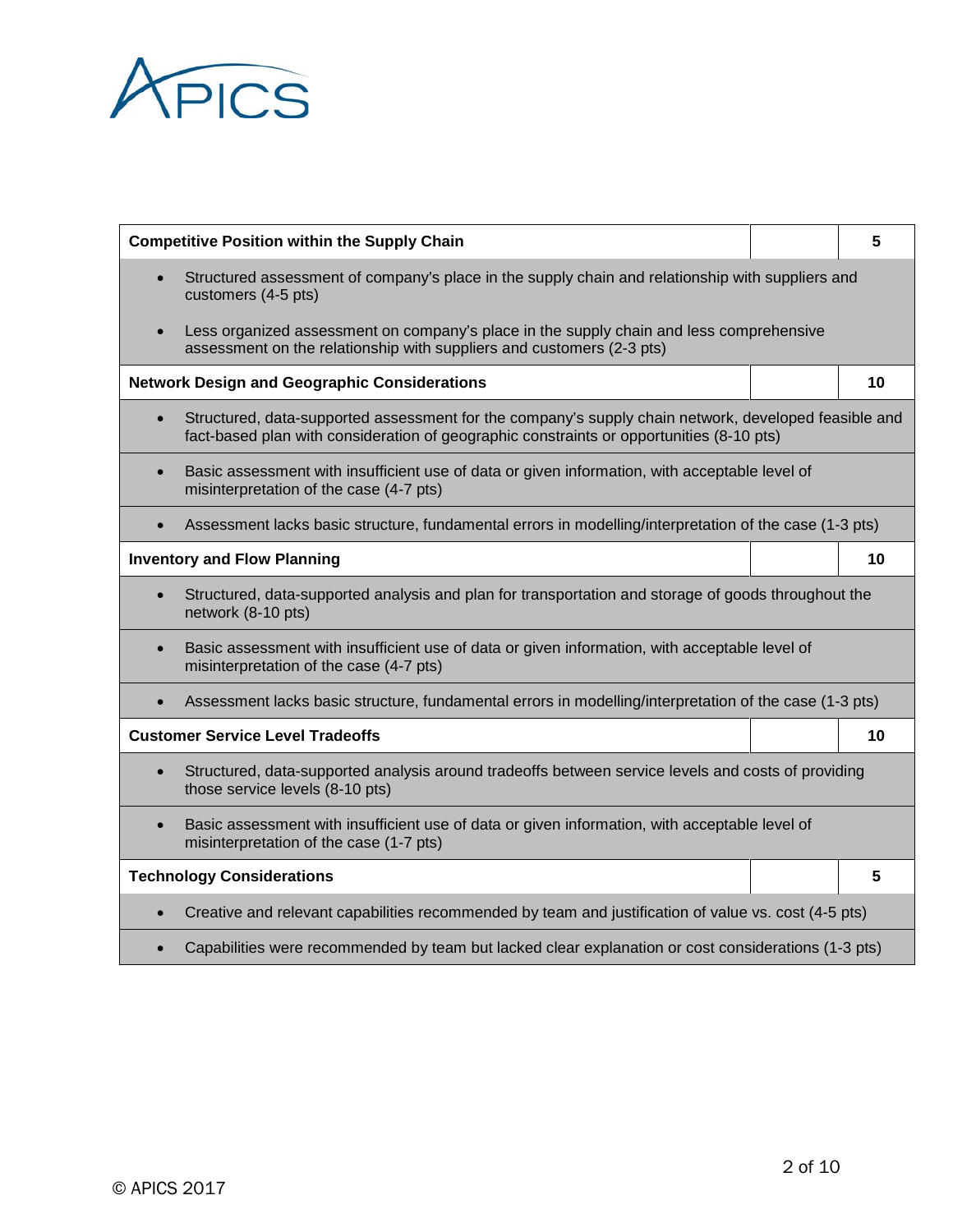| Criteria | | Points |
|---|---|---|
| **Competitive Position within the Supply Chain** | | **5** |
| • Structured assessment of company's place in the supply chain and relationship with suppliers and customers (4-5 pts)<br>• Less organized assessment on company's place in the supply chain and less comprehensive assessment on the relationship with suppliers and customers (2-3 pts) | | |
| **Network Design and Geographic Considerations** | | **10** |
| • Structured, data-supported assessment for the company's supply chain network, developed feasible and fact-based plan with consideration of geographic constraints or opportunities (8-10 pts) | | |
| • Basic assessment with insufficient use of data or given information, with acceptable level of misinterpretation of the case (4-7 pts) | | |
| • Assessment lacks basic structure, fundamental errors in modelling/interpretation of the case (1-3 pts) | | |
| **Inventory and Flow Planning** | | **10** |
| • Structured, data-supported analysis and plan for transportation and storage of goods throughout the network (8-10 pts) | | |
| • Basic assessment with insufficient use of data or given information, with acceptable level of misinterpretation of the case (4-7 pts) | | |
| • Assessment lacks basic structure, fundamental errors in modelling/interpretation of the case (1-3 pts) | | |
| **Customer Service Level Tradeoffs** | | **10** |
| • Structured, data-supported analysis around tradeoffs between service levels and costs of providing those service levels (8-10 pts) | | |
| • Basic assessment with insufficient use of data or given information, with acceptable level of misinterpretation of the case (1-7 pts) | | |
| **Technology Considerations** | | **5** |
| • Creative and relevant capabilities recommended by team and justification of value vs. cost (4-5 pts) | | |
| • Capabilities were recommended by team but lacked clear explanation or cost considerations (1-3 pts) | | |

© APICS 2017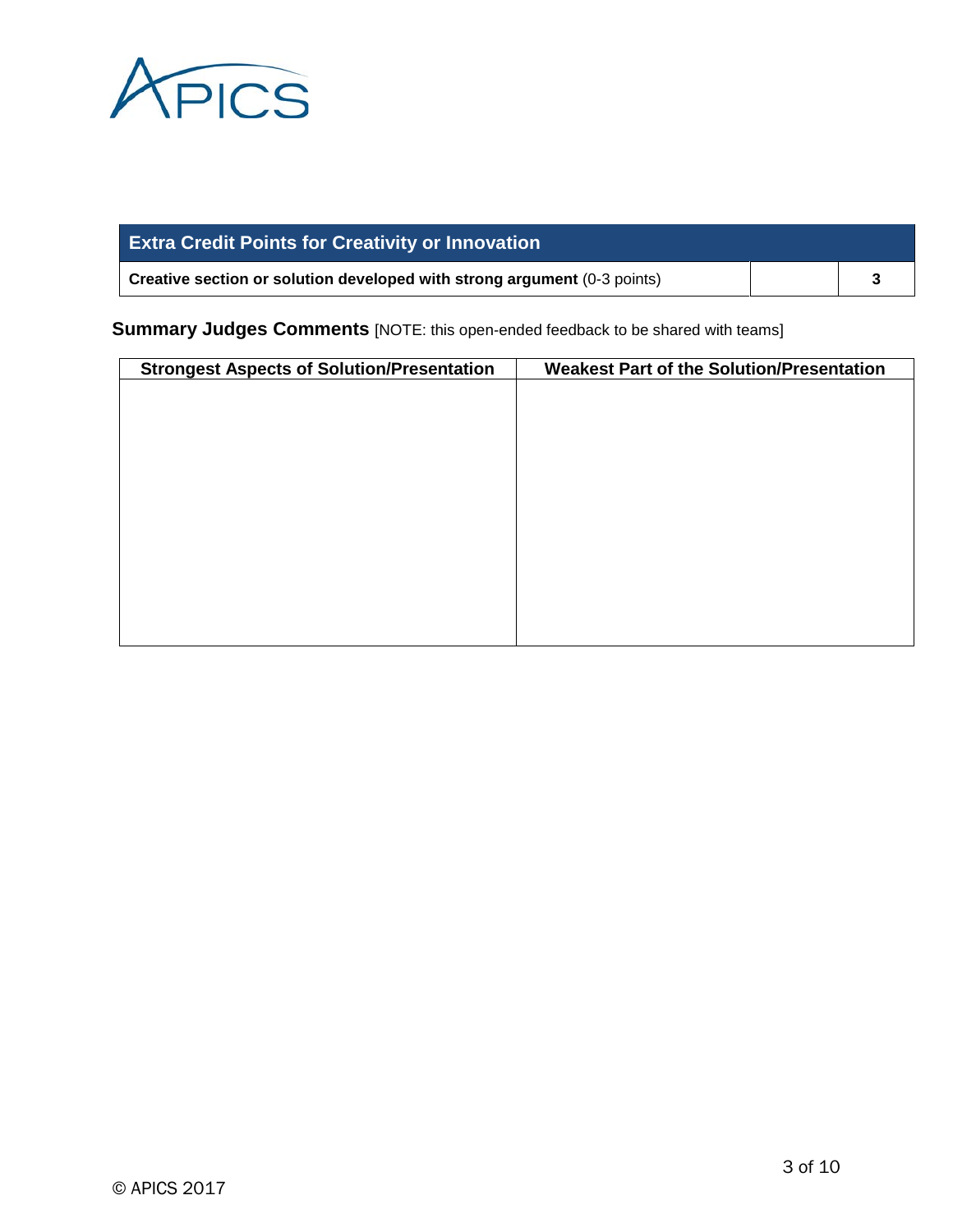| Extra Credit Points for Creativity or Innovation | | |
|---|---|---|
| **Creative section or solution developed with strong argument** (0-3 points) | | **3** |

**Summary Judges Comments** [NOTE: this open-ended feedback to be shared with teams]

| Strongest Aspects of Solution/Presentation | Weakest Part of the Solution/Presentation |
|---|---|
| | |

© APICS 2017